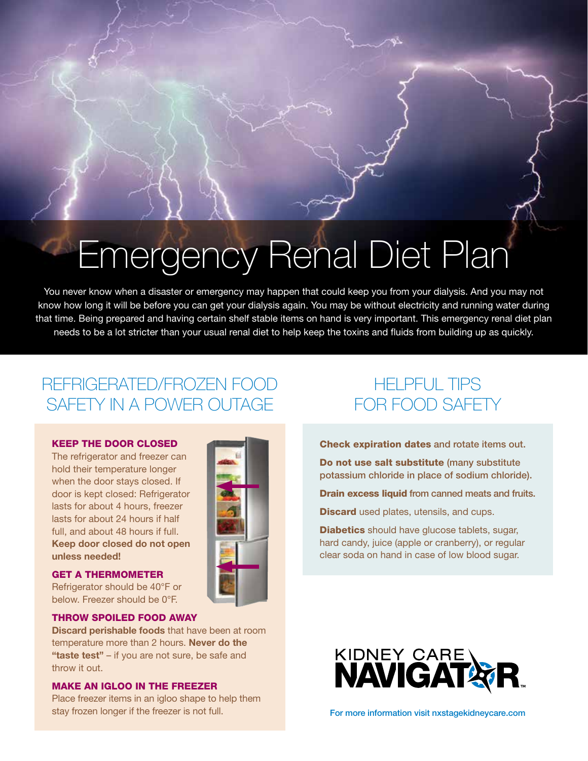# Emergency Renal Diet Plan

You never know when a disaster or emergency may happen that could keep you from your dialysis. And you may not know how long it will be before you can get your dialysis again. You may be without electricity and running water during that time. Being prepared and having certain shelf stable items on hand is very important. This emergency renal diet plan needs to be a lot stricter than your usual renal diet to help keep the toxins and fluids from building up as quickly.

## REFRIGERATED/FROZEN FOOD SAFETY IN A POWER OUTAGE

### KEEP THE DOOR CLOSED

The refrigerator and freezer can hold their temperature longer when the door stays closed. If door is kept closed: Refrigerator lasts for about 4 hours, freezer lasts for about 24 hours if half full, and about 48 hours if full. **Keep door closed do not open unless needed!**

### GET A THERMOMETER

Refrigerator should be 40°F or below. Freezer should be 0°F.

### THROW SPOILED FOOD AWAY

**Discard perishable foods** that have been at room temperature more than 2 hours. **Never do the "taste test"** – if you are not sure, be safe and throw it out.

### MAKE AN IGLOO IN THE FREEZER

Place freezer items in an igloo shape to help them stay frozen longer if the freezer is not full.

## HELPFUL TIPS FOR FOOD SAFETY

**Check expiration dates** and rotate items out.

**Do not use salt substitute** (many substitute potassium chloride in place of sodium chloride).

**Drain excess liquid** from canned meats and fruits.

**Discard** used plates, utensils, and cups.

**Diabetics** should have glucose tablets, sugar, hard candy, juice (apple or cranberry), or regular clear soda on hand in case of low blood sugar.

KIDNEY CARE NAVIGATOR™

For more information visit nxstagekidneycare.com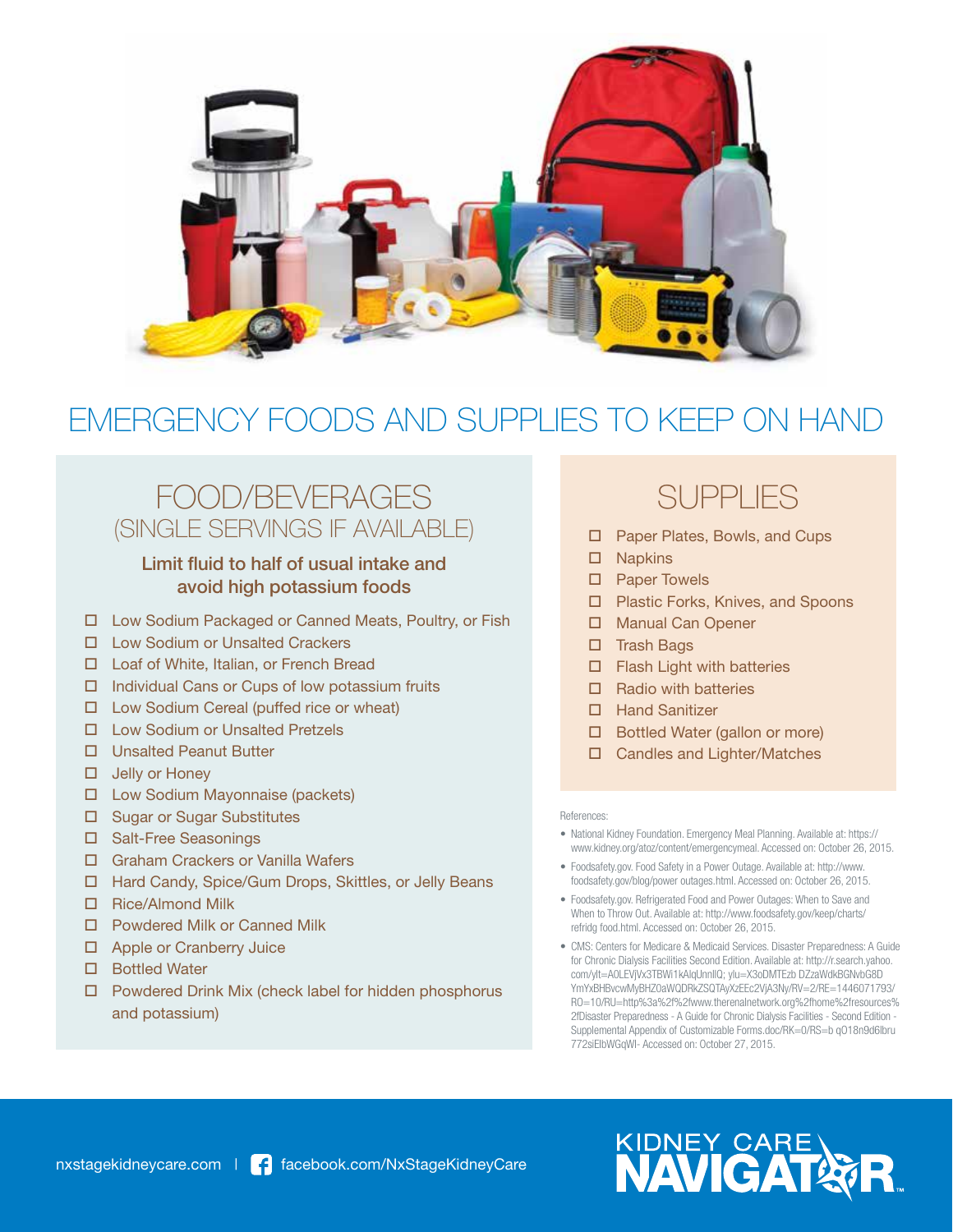# EMERGENCY FOODS AND SUPPLIES TO KEEP ON HAND

## FOOD/BEVERAGES (SINGLE SERVINGS IF AVAILABLE)

**Limit fluid to half of usual intake and avoid high potassium foods**

- ☐ Low Sodium Packaged or Canned Meats, Poultry, or Fish
- ☐ Low Sodium or Unsalted Crackers
- ☐ Loaf of White, Italian, or French Bread
- ☐ Individual Cans or Cups of low potassium fruits
- ☐ Low Sodium Cereal (puffed rice or wheat)
- ☐ Low Sodium or Unsalted Pretzels
- ☐ Unsalted Peanut Butter
- ☐ Jelly or Honey
- ☐ Low Sodium Mayonnaise (packets)
- ☐ Sugar or Sugar Substitutes
- ☐ Salt-Free Seasonings
- ☐ Graham Crackers or Vanilla Wafers
- ☐ Hard Candy, Spice/Gum Drops, Skittles, or Jelly Beans
- ☐ Rice/Almond Milk
- ☐ Powdered Milk or Canned Milk
- ☐ Apple or Cranberry Juice
- ☐ Bottled Water
- ☐ Powdered Drink Mix (check label for hidden phosphorus and potassium)

## SUPPLIES

- ☐ Paper Plates, Bowls, and Cups
- ☐ Napkins
- ☐ Paper Towels
- ☐ Plastic Forks, Knives, and Spoons
- ☐ Manual Can Opener
- ☐ Trash Bags
- ☐ Flash Light with batteries
- ☐ Radio with batteries
- ☐ Hand Sanitizer
- ☐ Bottled Water (gallon or more)
- ☐ Candles and Lighter/Matches

References:

- National Kidney Foundation. Emergency Meal Planning. Available at: https://www.kidney.org/atoz/content/emergencymeal. Accessed on: October 26, 2015.
- Foodsafety.gov. Food Safety in a Power Outage. Available at: http://www.foodsafety.gov/blog/power outages.html. Accessed on: October 26, 2015.
- Foodsafety.gov. Refrigerated Food and Power Outages: When to Save and When to Throw Out. Available at: http://www.foodsafety.gov/keep/charts/refridg food.html. Accessed on: October 26, 2015.
- CMS: Centers for Medicare & Medicaid Services. Disaster Preparedness: A Guide for Chronic Dialysis Facilities Second Edition. Available at: http://r.search.yahoo.com/ylt=A0LEVjVx3TBWi1kAlqUnnIlQ; ylu=X3oDMTEzb DZzaWdkBGNvbG8D YmYxBHBvcwMyBHZ0aWQDRkZSQTAyXzEEc2VjA3Ny/RV=2/RE=1446071793/RO=10/RU=http%3a%2f%2fwww.therenalnetwork.org%2fhome%2fresources%2fDisaster Preparedness - A Guide for Chronic Dialysis Facilities - Second Edition - Supplemental Appendix of Customizable Forms.doc/RK=0/RS=b qO18n9d6lbru 772siElbWGqWI- Accessed on: October 27, 2015.

nxstagekidneycare.com | facebook.com/NxStageKidneyCare

KIDNEY CARE NAVIGATOR™